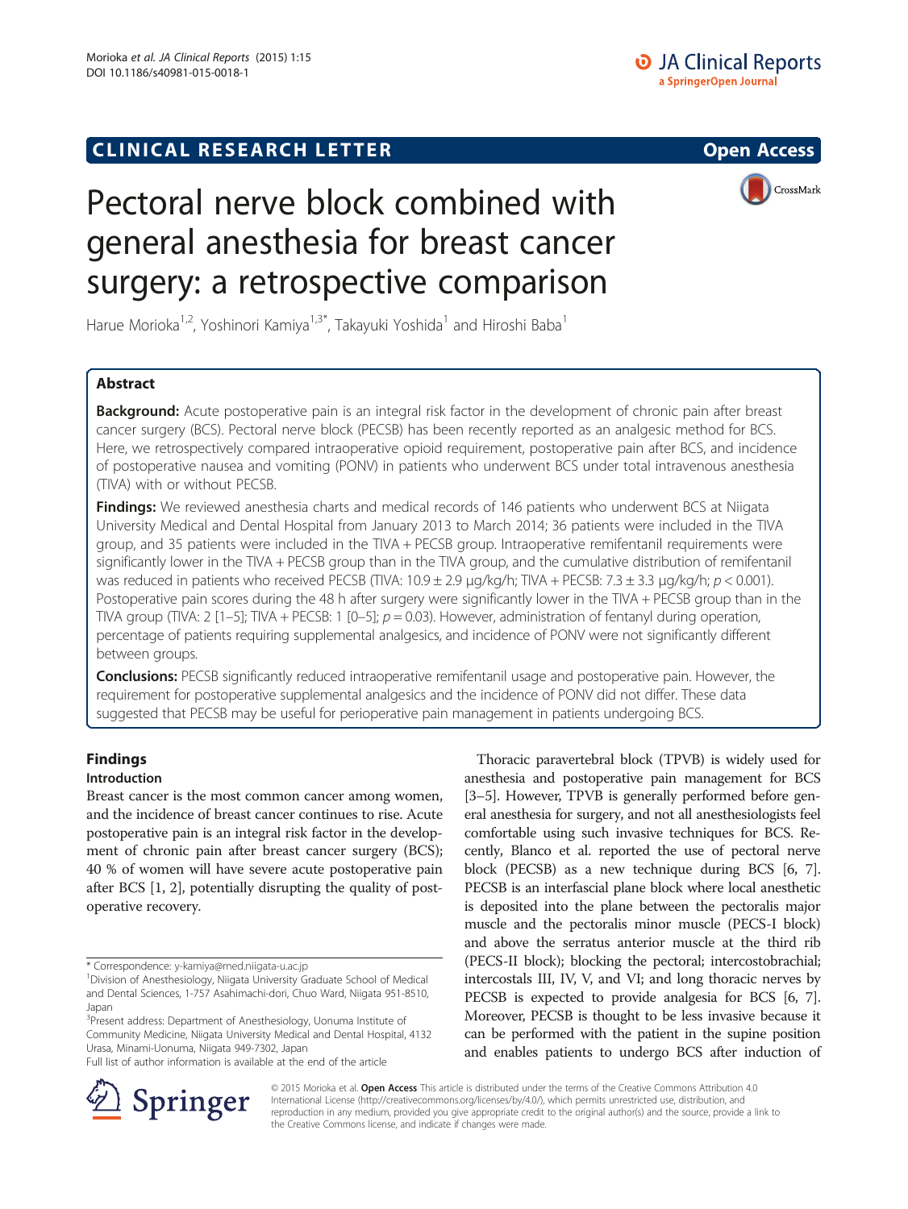CLINICAL RESEARCH LETTER

Open Access

# Pectoral nerve block combined with general anesthesia for breast cancer surgery: a retrospective comparison

Harue Morioka[1,2], Yoshinori Kamiya[1,3*], Takayuki Yoshida[1] and Hiroshi Baba[1]

## Abstract

**Background:** Acute postoperative pain is an integral risk factor in the development of chronic pain after breast cancer surgery (BCS). Pectoral nerve block (PECSB) has been recently reported as an analgesic method for BCS. Here, we retrospectively compared intraoperative opioid requirement, postoperative pain after BCS, and incidence of postoperative nausea and vomiting (PONV) in patients who underwent BCS under total intravenous anesthesia (TIVA) with or without PECSB.

**Findings:** We reviewed anesthesia charts and medical records of 146 patients who underwent BCS at Niigata University Medical and Dental Hospital from January 2013 to March 2014; 36 patients were included in the TIVA group, and 35 patients were included in the TIVA + PECSB group. Intraoperative remifentanil requirements were significantly lower in the TIVA + PECSB group than in the TIVA group, and the cumulative distribution of remifentanil was reduced in patients who received PECSB (TIVA: 10.9 ± 2.9 μg/kg/h; TIVA + PECSB: 7.3 ± 3.3 μg/kg/h; $p < 0.001$). Postoperative pain scores during the 48 h after surgery were significantly lower in the TIVA + PECSB group than in the TIVA group (TIVA: 2 [1–5]; TIVA + PECSB: 1 [0–5]; $p = 0.03$). However, administration of fentanyl during operation, percentage of patients requiring supplemental analgesics, and incidence of PONV were not significantly different between groups.

**Conclusions:** PECSB significantly reduced intraoperative remifentanil usage and postoperative pain. However, the requirement for postoperative supplemental analgesics and the incidence of PONV did not differ. These data suggested that PECSB may be useful for perioperative pain management in patients undergoing BCS.

## Findings

### Introduction

Breast cancer is the most common cancer among women, and the incidence of breast cancer continues to rise. Acute postoperative pain is an integral risk factor in the development of chronic pain after breast cancer surgery (BCS); 40 % of women will have severe acute postoperative pain after BCS [1, 2], potentially disrupting the quality of postoperative recovery.

Thoracic paravertebral block (TPVB) is widely used for anesthesia and postoperative pain management for BCS [3–5]. However, TPVB is generally performed before general anesthesia for surgery, and not all anesthesiologists feel comfortable using such invasive techniques for BCS. Recently, Blanco et al. reported the use of pectoral nerve block (PECSB) as a new technique during BCS [6, 7]. PECSB is an interfascial plane block where local anesthetic is deposited into the plane between the pectoralis major muscle and the pectoralis minor muscle (PECS-I block) and above the serratus anterior muscle at the third rib (PECS-II block); blocking the pectoral; intercostobrachial; intercostals III, IV, V, and VI; and long thoracic nerves by PECSB is expected to provide analgesia for BCS [6, 7]. Moreover, PECSB is thought to be less invasive because it can be performed with the patient in the supine position and enables patients to undergo BCS after induction of

\* Correspondence: y-kamiya@med.niigata-u.ac.jp
[1]Division of Anesthesiology, Niigata University Graduate School of Medical and Dental Sciences, 1-757 Asahimachi-dori, Chuo Ward, Niigata 951-8510, Japan
[3]Present address: Department of Anesthesiology, Uonuma Institute of Community Medicine, Niigata University Medical and Dental Hospital, 4132 Urasa, Minami-Uonuma, Niigata 949-7302, Japan
Full list of author information is available at the end of the article

© 2015 Morioka et al. **Open Access** This article is distributed under the terms of the Creative Commons Attribution 4.0 International License (http://creativecommons.org/licenses/by/4.0/), which permits unrestricted use, distribution, and reproduction in any medium, provided you give appropriate credit to the original author(s) and the source, provide a link to the Creative Commons license, and indicate if changes were made.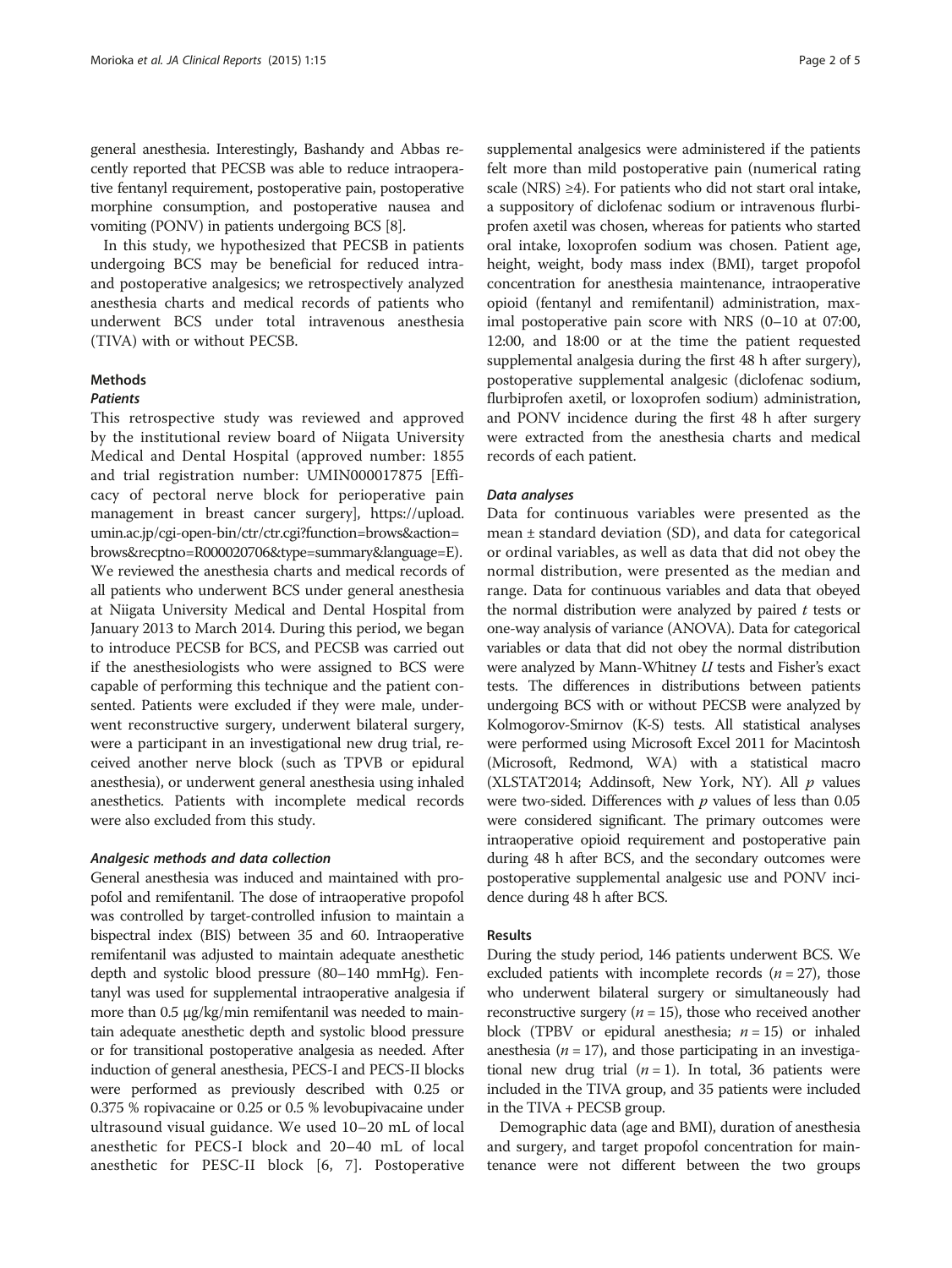general anesthesia. Interestingly, Bashandy and Abbas recently reported that PECSB was able to reduce intraoperative fentanyl requirement, postoperative pain, postoperative morphine consumption, and postoperative nausea and vomiting (PONV) in patients undergoing BCS [8].

In this study, we hypothesized that PECSB in patients undergoing BCS may be beneficial for reduced intra- and postoperative analgesics; we retrospectively analyzed anesthesia charts and medical records of patients who underwent BCS under total intravenous anesthesia (TIVA) with or without PECSB.

## Methods

### *Patients*

This retrospective study was reviewed and approved by the institutional review board of Niigata University Medical and Dental Hospital (approved number: 1855 and trial registration number: UMIN000017875 [Efficacy of pectoral nerve block for perioperative pain management in breast cancer surgery], https://upload.umin.ac.jp/cgi-open-bin/ctr/ctr.cgi?function=brows&action=brows&recptno=R000020706&type=summary&language=E). We reviewed the anesthesia charts and medical records of all patients who underwent BCS under general anesthesia at Niigata University Medical and Dental Hospital from January 2013 to March 2014. During this period, we began to introduce PECSB for BCS, and PECSB was carried out if the anesthesiologists who were assigned to BCS were capable of performing this technique and the patient consented. Patients were excluded if they were male, underwent reconstructive surgery, underwent bilateral surgery, were a participant in an investigational new drug trial, received another nerve block (such as TPVB or epidural anesthesia), or underwent general anesthesia using inhaled anesthetics. Patients with incomplete medical records were also excluded from this study.

### *Analgesic methods and data collection*

General anesthesia was induced and maintained with propofol and remifentanil. The dose of intraoperative propofol was controlled by target-controlled infusion to maintain a bispectral index (BIS) between 35 and 60. Intraoperative remifentanil was adjusted to maintain adequate anesthetic depth and systolic blood pressure (80–140 mmHg). Fentanyl was used for supplemental intraoperative analgesia if more than 0.5 μg/kg/min remifentanil was needed to maintain adequate anesthetic depth and systolic blood pressure or for transitional postoperative analgesia as needed. After induction of general anesthesia, PECS-I and PECS-II blocks were performed as previously described with 0.25 or 0.375 % ropivacaine or 0.25 or 0.5 % levobupivacaine under ultrasound visual guidance. We used 10–20 mL of local anesthetic for PECS-I block and 20–40 mL of local anesthetic for PESC-II block [6, 7]. Postoperative supplemental analgesics were administered if the patients felt more than mild postoperative pain (numerical rating scale (NRS) ≥4). For patients who did not start oral intake, a suppository of diclofenac sodium or intravenous flurbiprofen axetil was chosen, whereas for patients who started oral intake, loxoprofen sodium was chosen. Patient age, height, weight, body mass index (BMI), target propofol concentration for anesthesia maintenance, intraoperative opioid (fentanyl and remifentanil) administration, maximal postoperative pain score with NRS (0–10 at 07:00, 12:00, and 18:00 or at the time the patient requested supplemental analgesia during the first 48 h after surgery), postoperative supplemental analgesic (diclofenac sodium, flurbiprofen axetil, or loxoprofen sodium) administration, and PONV incidence during the first 48 h after surgery were extracted from the anesthesia charts and medical records of each patient.

### *Data analyses*

Data for continuous variables were presented as the mean ± standard deviation (SD), and data for categorical or ordinal variables, as well as data that did not obey the normal distribution, were presented as the median and range. Data for continuous variables and data that obeyed the normal distribution were analyzed by paired *t* tests or one-way analysis of variance (ANOVA). Data for categorical variables or data that did not obey the normal distribution were analyzed by Mann-Whitney *U* tests and Fisher's exact tests. The differences in distributions between patients undergoing BCS with or without PECSB were analyzed by Kolmogorov-Smirnov (K-S) tests. All statistical analyses were performed using Microsoft Excel 2011 for Macintosh (Microsoft, Redmond, WA) with a statistical macro (XLSTAT2014; Addinsoft, New York, NY). All *p* values were two-sided. Differences with *p* values of less than 0.05 were considered significant. The primary outcomes were intraoperative opioid requirement and postoperative pain during 48 h after BCS, and the secondary outcomes were postoperative supplemental analgesic use and PONV incidence during 48 h after BCS.

## Results

During the study period, 146 patients underwent BCS. We excluded patients with incomplete records ($n = 27$), those who underwent bilateral surgery or simultaneously had reconstructive surgery ($n = 15$), those who received another block (TPBV or epidural anesthesia; $n = 15$) or inhaled anesthesia ($n = 17$), and those participating in an investigational new drug trial ($n = 1$). In total, 36 patients were included in the TIVA group, and 35 patients were included in the TIVA + PECSB group.

Demographic data (age and BMI), duration of anesthesia and surgery, and target propofol concentration for maintenance were not different between the two groups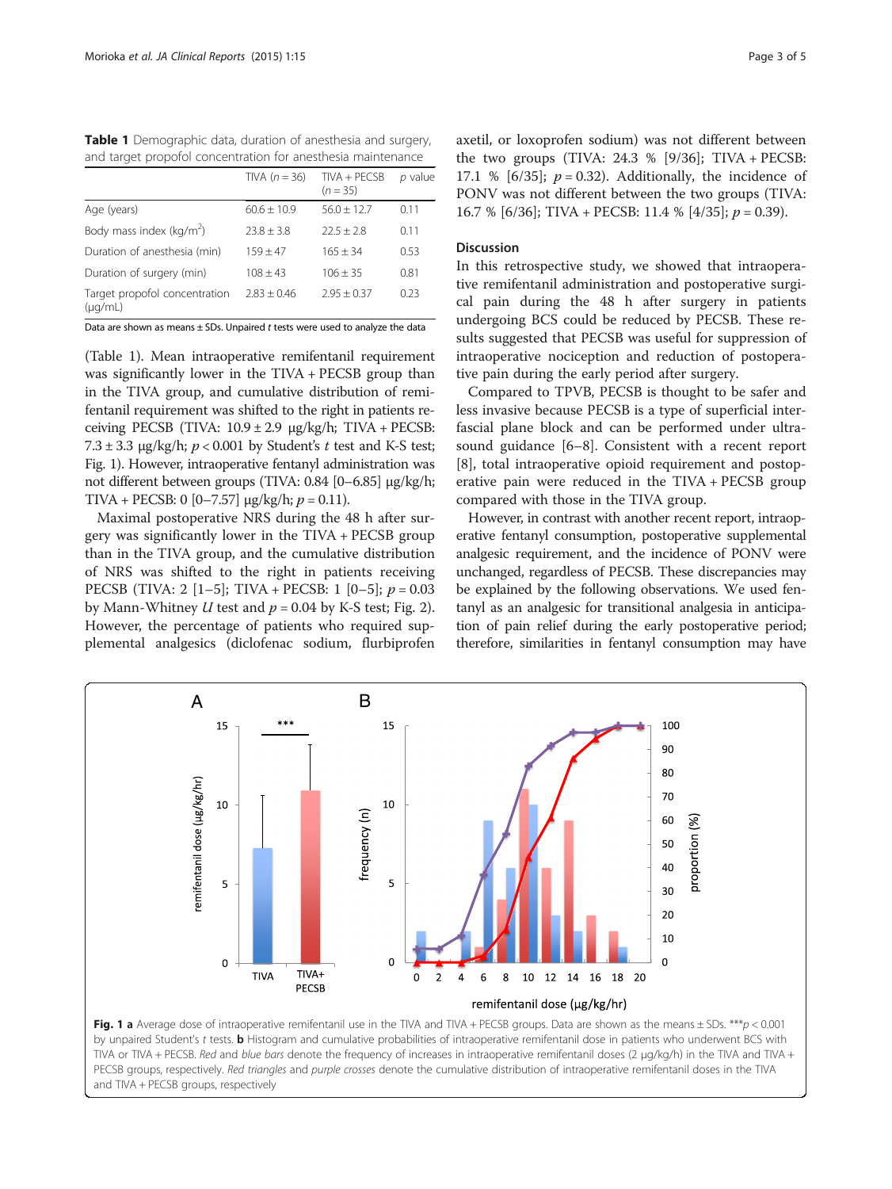**Table 1** Demographic data, duration of anesthesia and surgery, and target propofol concentration for anesthesia maintenance

| | TIVA ($n = 36$) | TIVA + PECSB ($n = 35$) | $p$ value |
|---|---|---|---|
| Age (years) | 60.6 ± 10.9 | 56.0 ± 12.7 | 0.11 |
| Body mass index (kg/m$^2$) | 23.8 ± 3.8 | 22.5 ± 2.8 | 0.11 |
| Duration of anesthesia (min) | 159 ± 47 | 165 ± 34 | 0.53 |
| Duration of surgery (min) | 108 ± 43 | 106 ± 35 | 0.81 |
| Target propofol concentration (μg/mL) | 2.83 ± 0.46 | 2.95 ± 0.37 | 0.23 |

Data are shown as means ± SDs. Unpaired *t* tests were used to analyze the data

(Table 1). Mean intraoperative remifentanil requirement was significantly lower in the TIVA + PECSB group than in the TIVA group, and cumulative distribution of remifentanil requirement was shifted to the right in patients receiving PECSB (TIVA: 10.9 ± 2.9 μg/kg/h; TIVA + PECSB: 7.3 ± 3.3 μg/kg/h; $p < 0.001$ by Student's $t$ test and K-S test; Fig. 1). However, intraoperative fentanyl administration was not different between groups (TIVA: 0.84 [0–6.85] μg/kg/h; TIVA + PECSB: 0 [0–7.57] μg/kg/h; $p = 0.11$).

Maximal postoperative NRS during the 48 h after surgery was significantly lower in the TIVA + PECSB group than in the TIVA group, and the cumulative distribution of NRS was shifted to the right in patients receiving PECSB (TIVA: 2 [1–5]; TIVA + PECSB: 1 [0–5]; $p = 0.03$ by Mann-Whitney $U$ test and $p = 0.04$ by K-S test; Fig. 2). However, the percentage of patients who required supplemental analgesics (diclofenac sodium, flurbiprofen axetil, or loxoprofen sodium) was not different between the two groups (TIVA: 24.3 % [9/36]; TIVA + PECSB: 17.1 % [6/35]; $p = 0.32$). Additionally, the incidence of PONV was not different between the two groups (TIVA: 16.7 % [6/36]; TIVA + PECSB: 11.4 % [4/35]; $p = 0.39$).

## Discussion

In this retrospective study, we showed that intraoperative remifentanil administration and postoperative surgical pain during the 48 h after surgery in patients undergoing BCS could be reduced by PECSB. These results suggested that PECSB was useful for suppression of intraoperative nociception and reduction of postoperative pain during the early period after surgery.

Compared to TPVB, PECSB is thought to be safer and less invasive because PECSB is a type of superficial interfascial plane block and can be performed under ultrasound guidance [6–8]. Consistent with a recent report [8], total intraoperative opioid requirement and postoperative pain were reduced in the TIVA + PECSB group compared with those in the TIVA group.

However, in contrast with another recent report, intraoperative fentanyl consumption, postoperative supplemental analgesic requirement, and the incidence of PONV were unchanged, regardless of PECSB. These discrepancies may be explained by the following observations. We used fentanyl as an analgesic for transitional analgesia in anticipation of pain relief during the early postoperative period; therefore, similarities in fentanyl consumption may have

**Fig. 1 a** Average dose of intraoperative remifentanil use in the TIVA and TIVA + PECSB groups. Data are shown as the means ± SDs. ***$p < 0.001$ by unpaired Student's $t$ tests. **b** Histogram and cumulative probabilities of intraoperative remifentanil dose in patients who underwent BCS with TIVA or TIVA + PECSB. *Red* and *blue bars* denote the frequency of increases in intraoperative remifentanil doses (2 μg/kg/h) in the TIVA and TIVA + PECSB groups, respectively. *Red triangles* and *purple crosses* denote the cumulative distribution of intraoperative remifentanil doses in the TIVA and TIVA + PECSB groups, respectively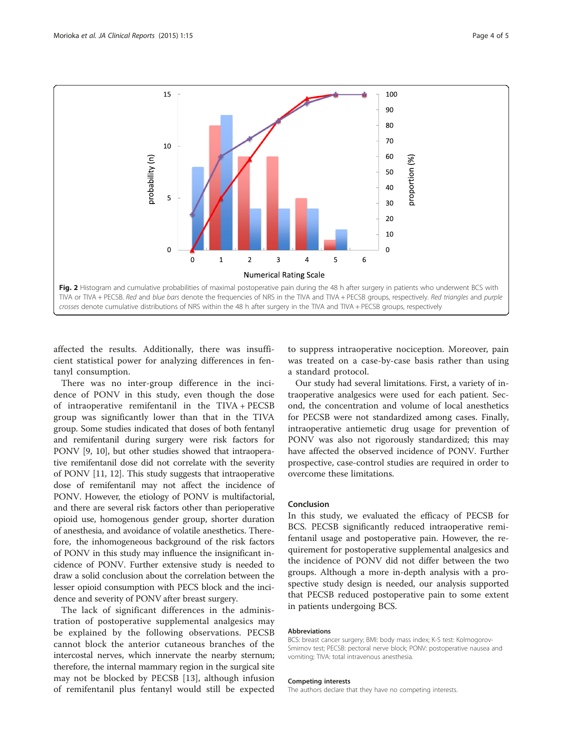15

10

5

0

100

90

80

70

60

50

40

30

20

10

0

probability (n)

proportion (%)

0 1 2 3 4 5 6

Numerical Rating Scale

**Fig. 2** Histogram and cumulative probabilities of maximal postoperative pain during the 48 h after surgery in patients who underwent BCS with TIVA or TIVA + PECSB. *Red* and *blue bars* denote the frequencies of NRS in the TIVA and TIVA + PECSB groups, respectively. *Red triangles* and *purple crosses* denote cumulative distributions of NRS within the 48 h after surgery in the TIVA and TIVA + PECSB groups, respectively

affected the results. Additionally, there was insufficient statistical power for analyzing differences in fentanyl consumption.

There was no inter-group difference in the incidence of PONV in this study, even though the dose of intraoperative remifentanil in the TIVA + PECSB group was significantly lower than that in the TIVA group. Some studies indicated that doses of both fentanyl and remifentanil during surgery were risk factors for PONV [9, 10], but other studies showed that intraoperative remifentanil dose did not correlate with the severity of PONV [11, 12]. This study suggests that intraoperative dose of remifentanil may not affect the incidence of PONV. However, the etiology of PONV is multifactorial, and there are several risk factors other than perioperative opioid use, homogenous gender group, shorter duration of anesthesia, and avoidance of volatile anesthetics. Therefore, the inhomogeneous background of the risk factors of PONV in this study may influence the insignificant incidence of PONV. Further extensive study is needed to draw a solid conclusion about the correlation between the lesser opioid consumption with PECS block and the incidence and severity of PONV after breast surgery.

The lack of significant differences in the administration of postoperative supplemental analgesics may be explained by the following observations. PECSB cannot block the anterior cutaneous branches of the intercostal nerves, which innervate the nearby sternum; therefore, the internal mammary region in the surgical site may not be blocked by PECSB [13], although infusion of remifentanil plus fentanyl would still be expected to suppress intraoperative nociception. Moreover, pain was treated on a case-by-case basis rather than using a standard protocol.

Our study had several limitations. First, a variety of intraoperative analgesics were used for each patient. Second, the concentration and volume of local anesthetics for PECSB were not standardized among cases. Finally, intraoperative antiemetic drug usage for prevention of PONV was also not rigorously standardized; this may have affected the observed incidence of PONV. Further prospective, case-control studies are required in order to overcome these limitations.

## Conclusion

In this study, we evaluated the efficacy of PECSB for BCS. PECSB significantly reduced intraoperative remifentanil usage and postoperative pain. However, the requirement for postoperative supplemental analgesics and the incidence of PONV did not differ between the two groups. Although a more in-depth analysis with a prospective study design is needed, our analysis supported that PECSB reduced postoperative pain to some extent in patients undergoing BCS.

#### Abbreviations

BCS: breast cancer surgery; BMI: body mass index; K-S test: Kolmogorov-Smirnov test; PECSB: pectoral nerve block; PONV: postoperative nausea and vomiting; TIVA: total intravenous anesthesia.

#### Competing interests

The authors declare that they have no competing interests.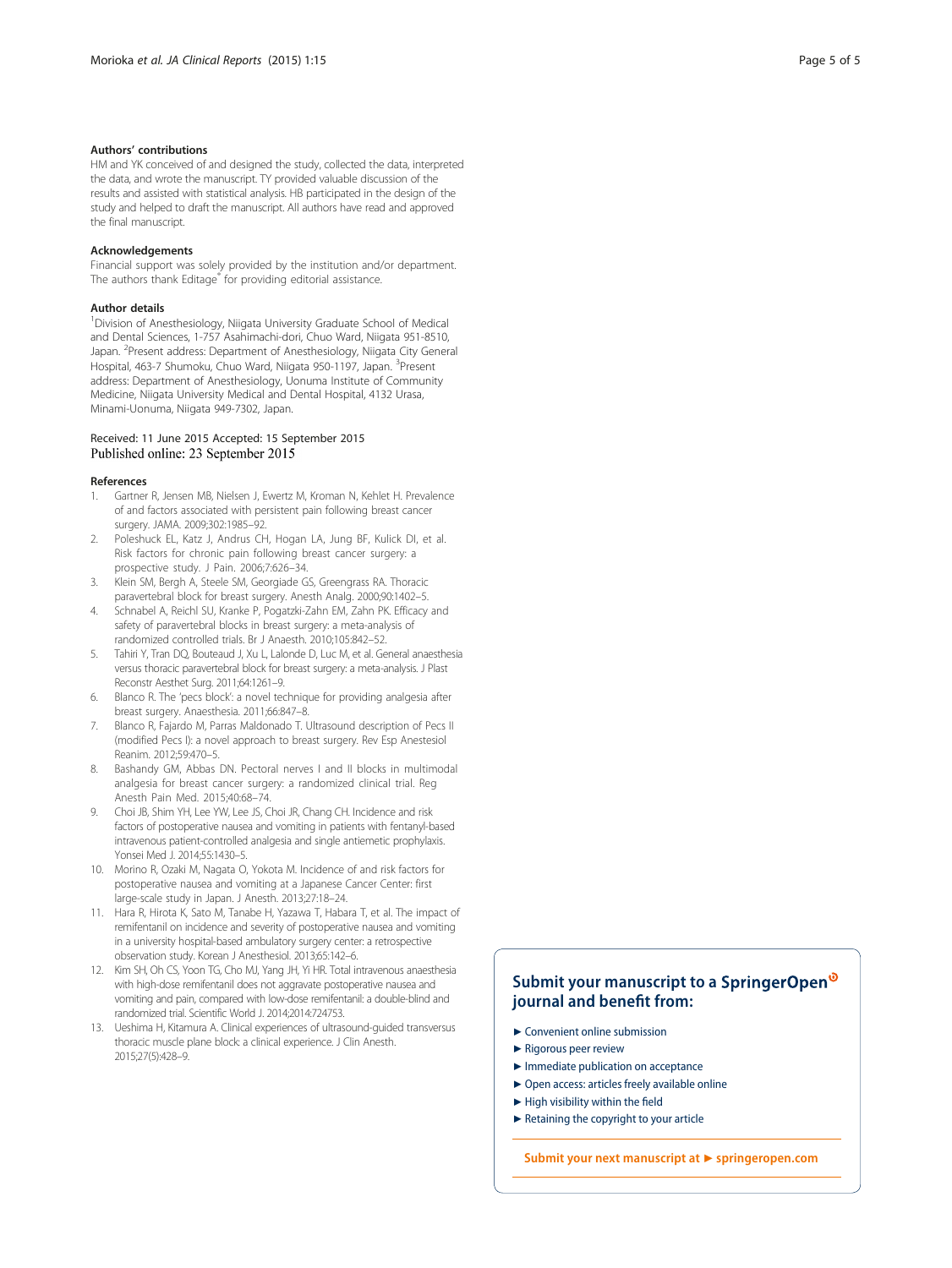### Authors' contributions

HM and YK conceived of and designed the study, collected the data, interpreted the data, and wrote the manuscript. TY provided valuable discussion of the results and assisted with statistical analysis. HB participated in the design of the study and helped to draft the manuscript. All authors have read and approved the final manuscript.

### Acknowledgements

Financial support was solely provided by the institution and/or department. The authors thank Editage® for providing editorial assistance.

### Author details

[1]Division of Anesthesiology, Niigata University Graduate School of Medical and Dental Sciences, 1-757 Asahimachi-dori, Chuo Ward, Niigata 951-8510, Japan. [2]Present address: Department of Anesthesiology, Niigata City General Hospital, 463-7 Shumoku, Chuo Ward, Niigata 950-1197, Japan. [3]Present address: Department of Anesthesiology, Uonuma Institute of Community Medicine, Niigata University Medical and Dental Hospital, 4132 Urasa, Minami-Uonuma, Niigata 949-7302, Japan.

Received: 11 June 2015 Accepted: 15 September 2015
Published online: 23 September 2015

### References

1. Gartner R, Jensen MB, Nielsen J, Ewertz M, Kroman N, Kehlet H. Prevalence of and factors associated with persistent pain following breast cancer surgery. JAMA. 2009;302:1985–92.
2. Poleshuck EL, Katz J, Andrus CH, Hogan LA, Jung BF, Kulick DI, et al. Risk factors for chronic pain following breast cancer surgery: a prospective study. J Pain. 2006;7:626–34.
3. Klein SM, Bergh A, Steele SM, Georgiade GS, Greengrass RA. Thoracic paravertebral block for breast surgery. Anesth Analg. 2000;90:1402–5.
4. Schnabel A, Reichl SU, Kranke P, Pogatzki-Zahn EM, Zahn PK. Efficacy and safety of paravertebral blocks in breast surgery: a meta-analysis of randomized controlled trials. Br J Anaesth. 2010;105:842–52.
5. Tahiri Y, Tran DQ, Bouteaud J, Xu L, Lalonde D, Luc M, et al. General anaesthesia versus thoracic paravertebral block for breast surgery: a meta-analysis. J Plast Reconstr Aesthet Surg. 2011;64:1261–9.
6. Blanco R. The 'pecs block': a novel technique for providing analgesia after breast surgery. Anaesthesia. 2011;66:847–8.
7. Blanco R, Fajardo M, Parras Maldonado T. Ultrasound description of Pecs II (modified Pecs I): a novel approach to breast surgery. Rev Esp Anestesiol Reanim. 2012;59:470–5.
8. Bashandy GM, Abbas DN. Pectoral nerves I and II blocks in multimodal analgesia for breast cancer surgery: a randomized clinical trial. Reg Anesth Pain Med. 2015;40:68–74.
9. Choi JB, Shim YH, Lee YW, Lee JS, Choi JR, Chang CH. Incidence and risk factors of postoperative nausea and vomiting in patients with fentanyl-based intravenous patient-controlled analgesia and single antiemetic prophylaxis. Yonsei Med J. 2014;55:1430–5.
10. Morino R, Ozaki M, Nagata O, Yokota M. Incidence of and risk factors for postoperative nausea and vomiting at a Japanese Cancer Center: first large-scale study in Japan. J Anesth. 2013;27:18–24.
11. Hara R, Hirota K, Sato M, Tanabe H, Yazawa T, Habara T, et al. The impact of remifentanil on incidence and severity of postoperative nausea and vomiting in a university hospital-based ambulatory surgery center: a retrospective observation study. Korean J Anesthesiol. 2013;65:142–6.
12. Kim SH, Oh CS, Yoon TG, Cho MJ, Yang JH, Yi HR. Total intravenous anaesthesia with high-dose remifentanil does not aggravate postoperative nausea and vomiting and pain, compared with low-dose remifentanil: a double-blind and randomized trial. Scientific World J. 2014;2014:724753.
13. Ueshima H, Kitamura A. Clinical experiences of ultrasound-guided transversus thoracic muscle plane block: a clinical experience. J Clin Anesth. 2015;27(5):428–9.

**Submit your manuscript to a SpringerOpen® journal and benefit from:**

- ► Convenient online submission
- ► Rigorous peer review
- ► Immediate publication on acceptance
- ► Open access: articles freely available online
- ► High visibility within the field
- ► Retaining the copyright to your article

**Submit your next manuscript at ► springeropen.com**